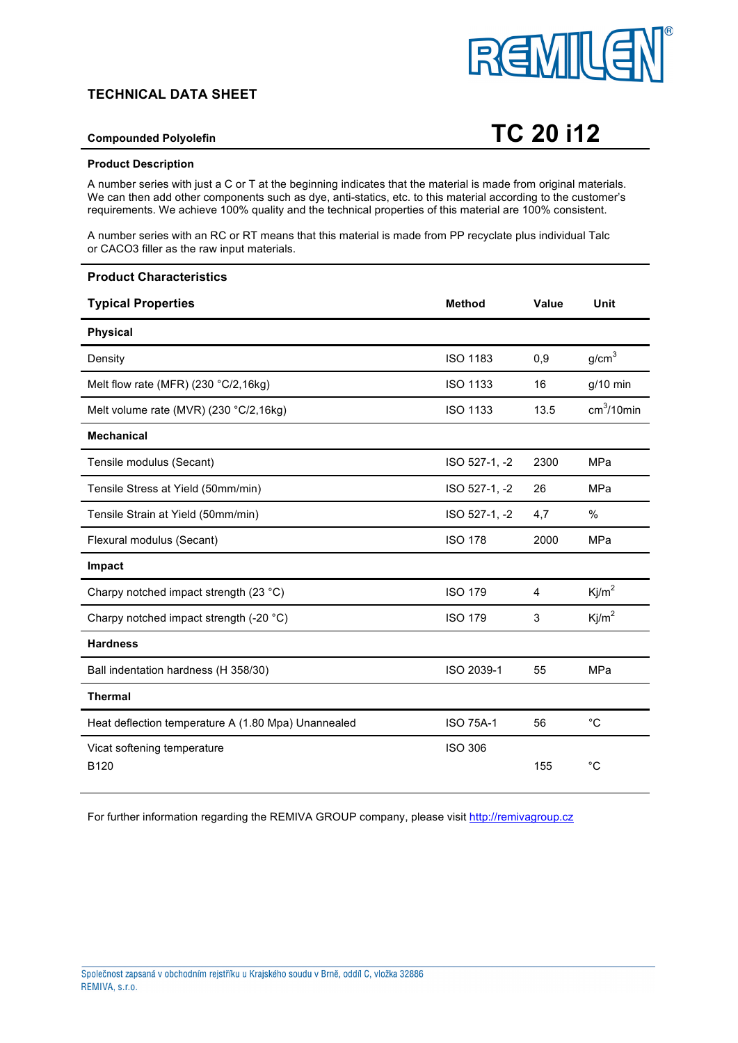REMILEN®

## TECHNICAL DATA SHEET

**Compounded Polyolefin**

# TC 20 i12

### Product Description

A number series with just a C or T at the beginning indicates that the material is made from original materials. We can then add other components such as dye, anti-statics, etc. to this material according to the customer's requirements. We achieve 100% quality and the technical properties of this material are 100% consistent.

A number series with an RC or RT means that this material is made from PP recyclate plus individual Talc or CACO3 filler as the raw input materials.

### Product Characteristics

| Typical Properties | Method | Value | Unit |
|---|---|---|---|
| **Physical** | | | |
| Density | ISO 1183 | 0,9 | g/cm$^3$ |
| Melt flow rate (MFR) (230 °C/2,16kg) | ISO 1133 | 16 | g/10 min |
| Melt volume rate (MVR) (230 °C/2,16kg) | ISO 1133 | 13.5 | cm$^3$/10min |
| **Mechanical** | | | |
| Tensile modulus (Secant) | ISO 527-1, -2 | 2300 | MPa |
| Tensile Stress at Yield (50mm/min) | ISO 527-1, -2 | 26 | MPa |
| Tensile Strain at Yield (50mm/min) | ISO 527-1, -2 | 4,7 | % |
| Flexural modulus (Secant) | ISO 178 | 2000 | MPa |
| **Impact** | | | |
| Charpy notched impact strength (23 °C) | ISO 179 | 4 | Kj/m$^2$ |
| Charpy notched impact strength (-20 °C) | ISO 179 | 3 | Kj/m$^2$ |
| **Hardness** | | | |
| Ball indentation hardness (H 358/30) | ISO 2039-1 | 55 | MPa |
| **Thermal** | | | |
| Heat deflection temperature A (1.80 Mpa) Unannealed | ISO 75A-1 | 56 | °C |
| Vicat softening temperature B120 | ISO 306 | 155 | °C |

For further information regarding the REMIVA GROUP company, please visit http://remivagroup.cz

Společnost zapsaná v obchodním rejstříku u Krajského soudu v Brně, oddíl C, vložka 32886
REMIVA, s.r.o.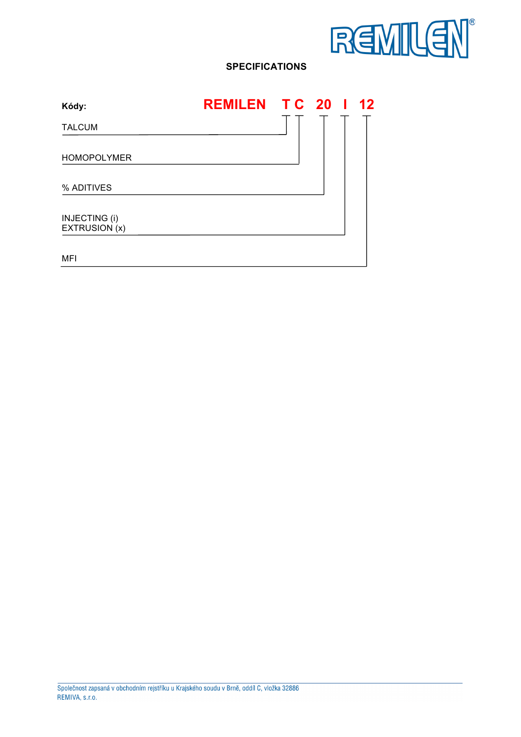## SPECIFICATIONS

**Kódy:** **REMILEN T C 20 I 12**

| Code | Meaning |
|---|---|
| T | TALCUM |
| C | HOMOPOLYMER |
| 20 | % ADITIVES |
| I | INJECTING (i) / EXTRUSION (x) |
| 12 | MFI |